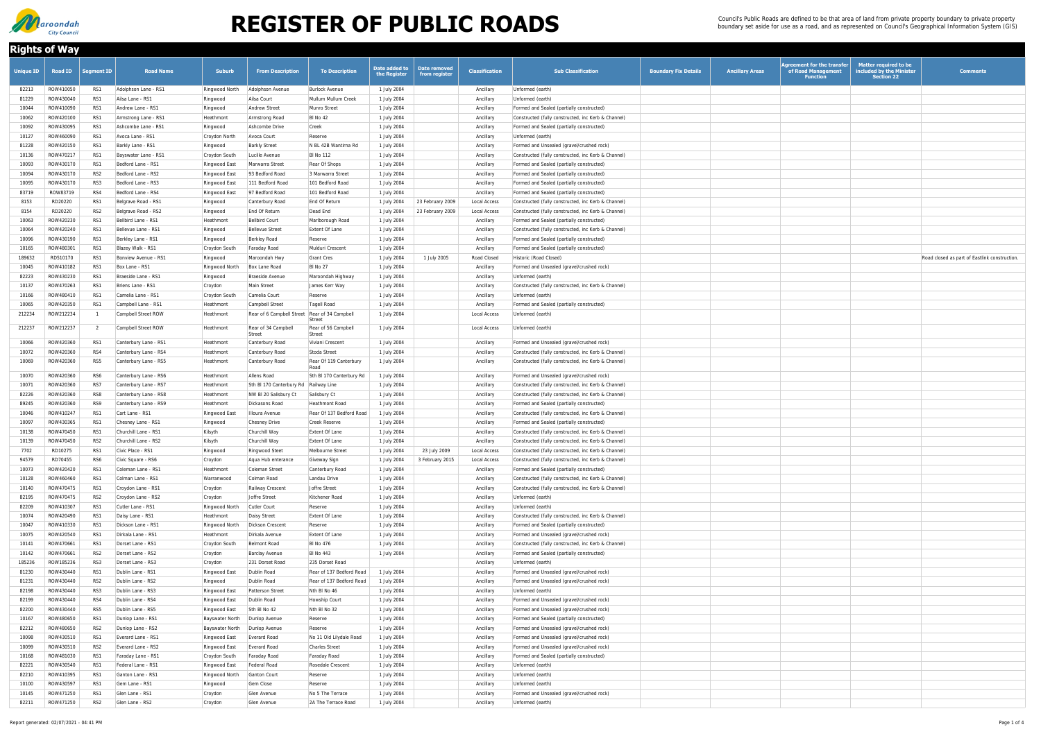# REGISTER OF PUBLIC ROADS

Council's Public Roads are defined to be that area of land from private property boundary to private property boundary set aside for use as a road, and as represented on Council's Geographical Information System (GIS)

## Rights of Way

| Unique ID | Road ID | Segment ID | Road Name | Suburb | From Description | To Description | Date added to the Register | Date removed from register | Classification | Sub Classification | Boundary Fix Details | Ancillary Areas | Agreement for the transfer of Road Management Function | Matter required to be included by the Minister Section 22 | Comments |
|---|---|---|---|---|---|---|---|---|---|---|---|---|---|---|---|
| 82213 | ROW410050 | RS1 | Adolphson Lane - RS1 | Ringwood North | Adolphson Avenue | Burlock Avenue | 1 July 2004 | | Ancillary | Unformed (earth) | | | | | |
| 81229 | ROW430040 | RS1 | Ailsa Lane - RS1 | Ringwood | Ailsa Court | Mullum Mullum Creek | 1 July 2004 | | Ancillary | Unformed (earth) | | | | | |
| 10044 | ROW410090 | RS1 | Andrew Lane - RS1 | Ringwood | Andrew Street | Munro Street | 1 July 2004 | | Ancillary | Formed and Sealed (partially constructed) | | | | | |
| 10062 | ROW420100 | RS1 | Armstrong Lane - RS1 | Heathmont | Armstrong Road | Bl No 42 | 1 July 2004 | | Ancillary | Constructed (fully constructed, inc Kerb & Channel) | | | | | |
| 10092 | ROW430095 | RS1 | Ashcombe Lane - RS1 | Ringwood | Ashcombe Drive | Creek | 1 July 2004 | | Ancillary | Formed and Sealed (partially constructed) | | | | | |
| 10127 | ROW460090 | RS1 | Avoca Lane - RS1 | Croydon North | Avoca Court | Reserve | 1 July 2004 | | Ancillary | Unformed (earth) | | | | | |
| 81228 | ROW420150 | RS1 | Barkly Lane - RS1 | Ringwood | Barkly Street | N BL 42B Wantirna Rd | 1 July 2004 | | Ancillary | Formed and Unsealed (gravel/crushed rock) | | | | | |
| 10136 | ROW470217 | RS1 | Bayswater Lane - RS1 | Croydon South | Lucille Avenue | Bl No 112 | 1 July 2004 | | Ancillary | Constructed (fully constructed, inc Kerb & Channel) | | | | | |
| 10093 | ROW430170 | RS1 | Bedford Lane - RS1 | Ringwood East | Marwarra Street | Rear Of Shops | 1 July 2004 | | Ancillary | Formed and Sealed (partially constructed) | | | | | |
| 10094 | ROW430170 | RS2 | Bedford Lane - RS2 | Ringwood East | 93 Bedford Road | 3 Marwarra Street | 1 July 2004 | | Ancillary | Formed and Sealed (partially constructed) | | | | | |
| 10095 | ROW430170 | RS3 | Bedford Lane - RS3 | Ringwood East | 111 Bedford Road | 101 Bedford Road | 1 July 2004 | | Ancillary | Formed and Sealed (partially constructed) | | | | | |
| 83719 | ROW83719 | RS4 | Bedford Lane - RS4 | Ringwood East | 97 Bedford Road | 101 Bedford Road | 1 July 2004 | | Ancillary | Formed and Sealed (partially constructed) | | | | | |
| 8153 | RD20220 | RS1 | Belgrave Road - RS1 | Ringwood | Canterbury Road | End Of Return | 1 July 2004 | 23 February 2009 | Local Access | Constructed (fully constructed, inc Kerb & Channel) | | | | | |
| 8154 | RD20220 | RS2 | Belgrave Road - RS2 | Ringwood | End Of Return | Dead End | 1 July 2004 | 23 February 2009 | Local Access | Constructed (fully constructed, inc Kerb & Channel) | | | | | |
| 10063 | ROW420230 | RS1 | Bellbird Lane - RS1 | Heathmont | Bellbird Court | Marlborough Road | 1 July 2004 | | Ancillary | Formed and Sealed (partially constructed) | | | | | |
| 10064 | ROW420240 | RS1 | Bellevue Lane - RS1 | Ringwood | Bellevue Street | Extent Of Lane | 1 July 2004 | | Ancillary | Constructed (fully constructed, inc Kerb & Channel) | | | | | |
| 10096 | ROW430190 | RS1 | Berkley Lane - RS1 | Ringwood | Berkley Road | Reserve | 1 July 2004 | | Ancillary | Formed and Sealed (partially constructed) | | | | | |
| 10165 | ROW480301 | RS1 | Blazey Walk - RS1 | Croydon South | Faraday Road | Mulduri Crescent | 1 July 2004 | | Ancillary | Formed and Sealed (partially constructed) | | | | | |
| 189632 | RD510170 | RS1 | Bonview Avenue - RS1 | Ringwood | Maroondah Hwy | Grant Cres | 1 July 2004 | 1 July 2005 | Road Closed | Historic (Road Closed) | | | | | Road closed as part of Eastlink construction. |
| 10045 | ROW410182 | RS1 | Box Lane - RS1 | Ringwood North | Box Lane Road | Bl No 27 | 1 July 2004 | | Ancillary | Formed and Unsealed (gravel/crushed rock) | | | | | |
| 82223 | ROW430230 | RS1 | Braeside Lane - RS1 | Ringwood | Braeside Avenue | Maroondah Highway | 1 July 2004 | | Ancillary | Unformed (earth) | | | | | |
| 10137 | ROW470263 | RS1 | Briens Lane - RS1 | Croydon | Main Street | James Kerr Way | 1 July 2004 | | Ancillary | Constructed (fully constructed, inc Kerb & Channel) | | | | | |
| 10166 | ROW480410 | RS1 | Camelia Lane - RS1 | Croydon South | Camelia Court | Reserve | 1 July 2004 | | Ancillary | Unformed (earth) | | | | | |
| 10065 | ROW420350 | RS1 | Campbell Lane - RS1 | Heathmont | Campbell Street | Tagell Road | 1 July 2004 | | Ancillary | Formed and Sealed (partially constructed) | | | | | |
| 212234 | ROW212234 | 1 | Campbell Street ROW | Heathmont | Rear of 6 Campbell Street | Rear of 34 Campbell Street | 1 July 2004 | | Local Access | Unformed (earth) | | | | | |
| 212237 | ROW212237 | 2 | Campbell Street ROW | Heathmont | Rear of 34 Campbell Street | Rear of 56 Campbell Street | 1 July 2004 | | Local Access | Unformed (earth) | | | | | |
| 10066 | ROW420360 | RS1 | Canterbury Lane - RS1 | Heathmont | Canterbury Road | Viviani Crescent | 1 July 2004 | | Ancillary | Formed and Unsealed (gravel/crushed rock) | | | | | |
| 10072 | ROW420360 | RS4 | Canterbury Lane - RS4 | Heathmont | Canterbury Road | Stoda Street | 1 July 2004 | | Ancillary | Constructed (fully constructed, inc Kerb & Channel) | | | | | |
| 10069 | ROW420360 | RS5 | Canterbury Lane - RS5 | Heathmont | Canterbury Road | Rear Of 119 Canterbury Road | 1 July 2004 | | Ancillary | Constructed (fully constructed, inc Kerb & Channel) | | | | | |
| 10070 | ROW420360 | RS6 | Canterbury Lane - RS6 | Heathmont | Allens Road | Sth Bl 170 Canterbury Rd | 1 July 2004 | | Ancillary | Formed and Unsealed (gravel/crushed rock) | | | | | |
| 10071 | ROW420360 | RS7 | Canterbury Lane - RS7 | Heathmont | Sth Bl 170 Canterbury Rd | Railway Line | 1 July 2004 | | Ancillary | Constructed (fully constructed, inc Kerb & Channel) | | | | | |
| 82226 | ROW420360 | RS8 | Canterbury Lane - RS8 | Heathmont | NW Bl 20 Salisbury Ct | Salisbury Ct | 1 July 2004 | | Ancillary | Constructed (fully constructed, inc Kerb & Channel) | | | | | |
| 89245 | ROW420360 | RS9 | Canterbury Lane - RS9 | Heathmont | Dickasons Road | Heathmont Road | 1 July 2004 | | Ancillary | Formed and Sealed (partially constructed) | | | | | |
| 10046 | ROW410247 | RS1 | Cart Lane - RS1 | Ringwood East | Illoura Avenue | Rear Of 137 Bedford Road | 1 July 2004 | | Ancillary | Constructed (fully constructed, inc Kerb & Channel) | | | | | |
| 10097 | ROW430365 | RS1 | Chesney Lane - RS1 | Ringwood | Chesney Drive | Creek Reserve | 1 July 2004 | | Ancillary | Formed and Sealed (partially constructed) | | | | | |
| 10138 | ROW470450 | RS1 | Churchill Lane - RS1 | Kilsyth | Churchill Way | Extent Of Lane | 1 July 2004 | | Ancillary | Constructed (fully constructed, inc Kerb & Channel) | | | | | |
| 10139 | ROW470450 | RS2 | Churchill Lane - RS2 | Kilsyth | Churchill Way | Extent Of Lane | 1 July 2004 | | Ancillary | Constructed (fully constructed, inc Kerb & Channel) | | | | | |
| 7702 | RD10275 | RS1 | Civic Place - RS1 | Ringwood | Ringwood Steet | Melbourne Street | 1 July 2004 | 23 July 2009 | Local Access | Constructed (fully constructed, inc Kerb & Channel) | | | | | |
| 94579 | RD70455 | RS6 | Civic Square - RS6 | Croydon | Aqua Hub enterance | Giveway Sign | 1 July 2004 | 3 February 2015 | Local Access | Constructed (fully constructed, inc Kerb & Channel) | | | | | |
| 10073 | ROW420420 | RS1 | Coleman Lane - RS1 | Heathmont | Coleman Street | Canterbury Road | 1 July 2004 | | Ancillary | Formed and Sealed (partially constructed) | | | | | |
| 10128 | ROW460460 | RS1 | Colman Lane - RS1 | Warranwood | Colman Road | Landau Drive | 1 July 2004 | | Ancillary | Constructed (fully constructed, inc Kerb & Channel) | | | | | |
| 10140 | ROW470475 | RS1 | Croydon Lane - RS1 | Croydon | Railway Crescent | Joffre Street | 1 July 2004 | | Ancillary | Constructed (fully constructed, inc Kerb & Channel) | | | | | |
| 82195 | ROW470475 | RS2 | Croydon Lane - RS2 | Croydon | Joffre Street | Kitchener Road | 1 July 2004 | | Ancillary | Unformed (earth) | | | | | |
| 82209 | ROW410307 | RS1 | Cutler Lane - RS1 | Ringwood North | Cutler Court | Reserve | 1 July 2004 | | Ancillary | Unformed (earth) | | | | | |
| 10074 | ROW420490 | RS1 | Daisy Lane - RS1 | Heathmont | Daisy Street | Extent Of Lane | 1 July 2004 | | Ancillary | Constructed (fully constructed, inc Kerb & Channel) | | | | | |
| 10047 | ROW410330 | RS1 | Dickson Lane - RS1 | Ringwood North | Dickson Crescent | Reserve | 1 July 2004 | | Ancillary | Formed and Sealed (partially constructed) | | | | | |
| 10075 | ROW420540 | RS1 | Dirkala Lane - RS1 | Heathmont | Dirkala Avenue | Extent Of Lane | 1 July 2004 | | Ancillary | Formed and Unsealed (gravel/crushed rock) | | | | | |
| 10141 | ROW470661 | RS1 | Dorset Lane - RS1 | Croydon South | Belmont Road | Bl No 476 | 1 July 2004 | | Ancillary | Constructed (fully constructed, inc Kerb & Channel) | | | | | |
| 10142 | ROW470661 | RS2 | Dorset Lane - RS2 | Croydon | Barclay Avenue | Bl No 443 | 1 July 2004 | | Ancillary | Formed and Sealed (partially constructed) | | | | | |
| 185236 | ROW185236 | RS3 | Dorset Lane - RS3 | Croydon | 231 Dorset Road | 235 Dorset Road | | | Ancillary | Unformed (earth) | | | | | |
| 81230 | ROW430440 | RS1 | Dublin Lane - RS1 | Ringwood East | Dublin Road | Rear of 137 Bedford Road | 1 July 2004 | | Ancillary | Formed and Unsealed (gravel/crushed rock) | | | | | |
| 81231 | ROW430440 | RS2 | Dublin Lane - RS2 | Ringwood | Dublin Road | Rear of 137 Bedford Road | 1 July 2004 | | Ancillary | Formed and Unsealed (gravel/crushed rock) | | | | | |
| 82198 | ROW430440 | RS3 | Dublin Lane - RS3 | Ringwood East | Patterson Street | Nth Bl No 46 | 1 July 2004 | | Ancillary | Unformed (earth) | | | | | |
| 82199 | ROW430440 | RS4 | Dublin Lane - RS4 | Ringwood East | Dublin Road | Howship Court | 1 July 2004 | | Ancillary | Formed and Unsealed (gravel/crushed rock) | | | | | |
| 82200 | ROW430440 | RS5 | Dublin Lane - RS5 | Ringwood East | Sth Bl No 42 | Nth Bl No 32 | 1 July 2004 | | Ancillary | Formed and Unsealed (gravel/crushed rock) | | | | | |
| 10167 | ROW480650 | RS1 | Dunlop Lane - RS1 | Bayswater North | Dunlop Avenue | Reserve | 1 July 2004 | | Ancillary | Formed and Sealed (partially constructed) | | | | | |
| 82212 | ROW480650 | RS2 | Dunlop Lane - RS2 | Bayswater North | Dunlop Avenue | Reserve | 1 July 2004 | | Ancillary | Formed and Unsealed (gravel/crushed rock) | | | | | |
| 10098 | ROW430510 | RS1 | Everard Lane - RS1 | Ringwood East | Everard Road | No 11 Old Lilydale Road | 1 July 2004 | | Ancillary | Formed and Unsealed (gravel/crushed rock) | | | | | |
| 10099 | ROW430510 | RS2 | Everard Lane - RS2 | Ringwood East | Everard Road | Charles Street | 1 July 2004 | | Ancillary | Formed and Unsealed (gravel/crushed rock) | | | | | |
| 10168 | ROW481030 | RS1 | Faraday Lane - RS1 | Croydon South | Faraday Road | Faraday Road | 1 July 2004 | | Ancillary | Formed and Sealed (partially constructed) | | | | | |
| 82221 | ROW430540 | RS1 | Federal Lane - RS1 | Ringwood East | Federal Road | Rosedale Crescent | 1 July 2004 | | Ancillary | Unformed (earth) | | | | | |
| 82210 | ROW410395 | RS1 | Ganton Lane - RS1 | Ringwood North | Ganton Court | Reserve | 1 July 2004 | | Ancillary | Unformed (earth) | | | | | |
| 10100 | ROW430597 | RS1 | Gem Lane - RS1 | Ringwood | Gem Close | Reserve | 1 July 2004 | | Ancillary | Unformed (earth) | | | | | |
| 10145 | ROW471250 | RS1 | Glen Lane - RS1 | Croydon | Glen Avenue | No 5 The Terrace | 1 July 2004 | | Ancillary | Formed and Unsealed (gravel/crushed rock) | | | | | |
| 82211 | ROW471250 | RS2 | Glen Lane - RS2 | Croydon | Glen Avenue | 2A The Terrace Road | 1 July 2004 | | Ancillary | Unformed (earth) | | | | | |

Report generated: 02/07/2021 - 04:41 PM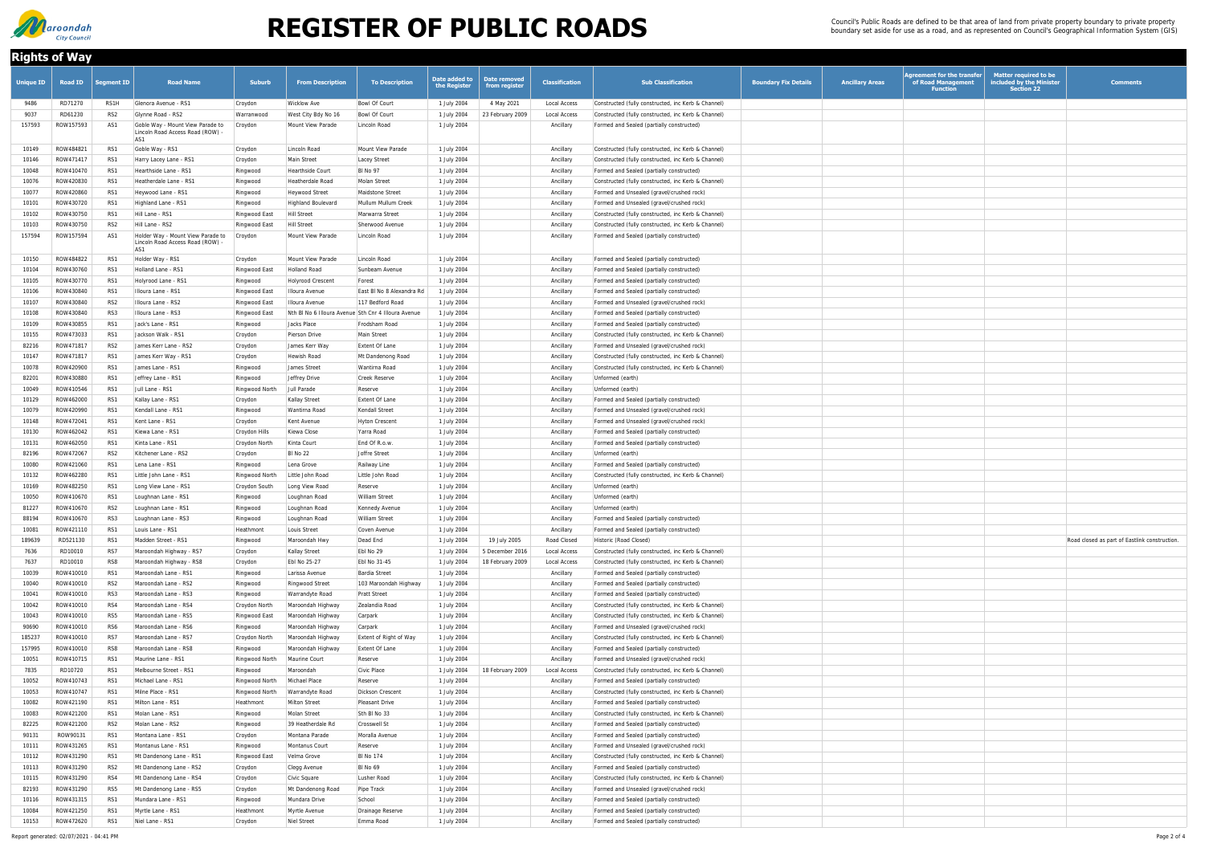# REGISTER OF PUBLIC ROADS

Council's Public Roads are defined to be that area of land from private property boundary to private property boundary set aside for use as a road, and as represented on Council's Geographical Information System (GIS)

## Rights of Way

| Unique ID | Road ID | Segment ID | Road Name | Suburb | From Description | To Description | Date added to the Register | Date removed from register | Classification | Sub Classification | Boundary Fix Details | Ancillary Areas | Agreement for the transfer of Road Management Function | Matter required to be included by the Minister Section 22 | Comments |
|---|---|---|---|---|---|---|---|---|---|---|---|---|---|---|---|
| 9486 | RD71270 | RS1H | Glenora Avenue - RS1 | Croydon | Wicklow Ave | Bowl Of Court | 1 July 2004 | 4 May 2021 | Local Access | Constructed (fully constructed, inc Kerb & Channel) | | | | | |
| 9037 | RD61230 | RS2 | Glynne Road - RS2 | Warranwood | West City Bdy No 16 | Bowl Of Court | 1 July 2004 | 23 February 2009 | Local Access | Constructed (fully constructed, inc Kerb & Channel) | | | | | |
| 157593 | ROW157593 | AS1 | Goble Way - Mount View Parade to Lincoln Road Access Road (ROW) - AS1 | Croydon | Mount View Parade | Lincoln Road | 1 July 2004 | | Ancillary | Formed and Sealed (partially constructed) | | | | | |
| 10149 | ROW484821 | RS1 | Goble Way - RS1 | Croydon | Lincoln Road | Mount View Parade | 1 July 2004 | | Ancillary | Constructed (fully constructed, inc Kerb & Channel) | | | | | |
| 10146 | ROW471417 | RS1 | Harry Lacey Lane - RS1 | Croydon | Main Street | Lacey Street | 1 July 2004 | | Ancillary | Constructed (fully constructed, inc Kerb & Channel) | | | | | |
| 10048 | ROW410470 | RS1 | Hearthside Lane - RS1 | Ringwood | Hearthside Court | Bl No 97 | 1 July 2004 | | Ancillary | Formed and Sealed (partially constructed) | | | | | |
| 10076 | ROW420830 | RS1 | Heatherdale Lane - RS1 | Ringwood | Heatherdale Road | Molan Street | 1 July 2004 | | Ancillary | Constructed (fully constructed, inc Kerb & Channel) | | | | | |
| 10077 | ROW420860 | RS1 | Heywood Lane - RS1 | Ringwood | Heywood Street | Maidstone Street | 1 July 2004 | | Ancillary | Formed and Unsealed (gravel/crushed rock) | | | | | |
| 10101 | ROW430720 | RS1 | Highland Lane - RS1 | Ringwood | Highland Boulevard | Mullum Mullum Creek | 1 July 2004 | | Ancillary | Formed and Unsealed (gravel/crushed rock) | | | | | |
| 10102 | ROW430750 | RS1 | Hill Lane - RS1 | Ringwood East | Hill Street | Marwarra Street | 1 July 2004 | | Ancillary | Constructed (fully constructed, inc Kerb & Channel) | | | | | |
| 10103 | ROW430750 | RS2 | Hill Lane - RS2 | Ringwood East | Hill Street | Sherwood Avenue | 1 July 2004 | | Ancillary | Constructed (fully constructed, inc Kerb & Channel) | | | | | |
| 157594 | ROW157594 | AS1 | Holder Way - Mount View Parade to Lincoln Road Access Road (ROW) - AS1 | Croydon | Mount View Parade | Lincoln Road | 1 July 2004 | | Ancillary | Formed and Sealed (partially constructed) | | | | | |
| 10150 | ROW484822 | RS1 | Holder Way - RS1 | Croydon | Mount View Parade | Lincoln Road | 1 July 2004 | | Ancillary | Formed and Sealed (partially constructed) | | | | | |
| 10104 | ROW430760 | RS1 | Holland Lane - RS1 | Ringwood East | Holland Road | Sunbeam Avenue | 1 July 2004 | | Ancillary | Formed and Sealed (partially constructed) | | | | | |
| 10105 | ROW430770 | RS1 | Holyrood Lane - RS1 | Ringwood | Holyrood Crescent | Forest | 1 July 2004 | | Ancillary | Formed and Sealed (partially constructed) | | | | | |
| 10106 | ROW430840 | RS1 | Illoura Lane - RS1 | Ringwood East | Illoura Avenue | East Bl No 8 Alexandra Rd | 1 July 2004 | | Ancillary | Formed and Sealed (partially constructed) | | | | | |
| 10107 | ROW430840 | RS2 | Illoura Lane - RS2 | Ringwood East | Illoura Avenue | 117 Bedford Road | 1 July 2004 | | Ancillary | Formed and Unsealed (gravel/crushed rock) | | | | | |
| 10108 | ROW430840 | RS3 | Illoura Lane - RS3 | Ringwood East | Nth Bl No 6 Illoura Avenue | Sth Cnr 4 Illoura Avenue | 1 July 2004 | | Ancillary | Formed and Sealed (partially constructed) | | | | | |
| 10109 | ROW430855 | RS1 | Jack's Lane - RS1 | Ringwood | Jacks Place | Frodsham Road | 1 July 2004 | | Ancillary | Formed and Sealed (partially constructed) | | | | | |
| 10155 | ROW473033 | RS1 | Jackson Walk - RS1 | Croydon | Pierson Drive | Main Street | 1 July 2004 | | Ancillary | Constructed (fully constructed, inc Kerb & Channel) | | | | | |
| 82216 | ROW471817 | RS2 | James Kerr Lane - RS2 | Croydon | James Kerr Way | Extent Of Lane | 1 July 2004 | | Ancillary | Formed and Unsealed (gravel/crushed rock) | | | | | |
| 10147 | ROW471817 | RS1 | James Kerr Way - RS1 | Croydon | Hewish Road | Mt Dandenong Road | 1 July 2004 | | Ancillary | Constructed (fully constructed, inc Kerb & Channel) | | | | | |
| 10078 | ROW420900 | RS1 | James Lane - RS1 | Ringwood | James Street | Wantirna Road | 1 July 2004 | | Ancillary | Constructed (fully constructed, inc Kerb & Channel) | | | | | |
| 82201 | ROW430880 | RS1 | Jeffrey Lane - RS1 | Ringwood | Jeffrey Drive | Creek Reserve | 1 July 2004 | | Ancillary | Unformed (earth) | | | | | |
| 10049 | ROW410546 | RS1 | Jull Lane - RS1 | Ringwood North | Jull Parade | Reserve | 1 July 2004 | | Ancillary | Unformed (earth) | | | | | |
| 10129 | ROW462000 | RS1 | Kallay Lane - RS1 | Croydon | Kallay Street | Extent Of Lane | 1 July 2004 | | Ancillary | Formed and Sealed (partially constructed) | | | | | |
| 10079 | ROW420990 | RS1 | Kendall Lane - RS1 | Ringwood | Wantirna Road | Kendall Street | 1 July 2004 | | Ancillary | Formed and Unsealed (gravel/crushed rock) | | | | | |
| 10148 | ROW472041 | RS1 | Kent Lane - RS1 | Croydon | Kent Avenue | Hyton Crescent | 1 July 2004 | | Ancillary | Formed and Unsealed (gravel/crushed rock) | | | | | |
| 10130 | ROW462042 | RS1 | Kiewa Lane - RS1 | Croydon Hills | Kiewa Close | Yarra Road | 1 July 2004 | | Ancillary | Formed and Sealed (partially constructed) | | | | | |
| 10131 | ROW462050 | RS1 | Kinta Lane - RS1 | Croydon North | Kinta Court | End Of R.o.w. | 1 July 2004 | | Ancillary | Formed and Sealed (partially constructed) | | | | | |
| 82196 | ROW472067 | RS2 | Kitchener Lane - RS2 | Croydon | Bl No 22 | Joffre Street | 1 July 2004 | | Ancillary | Unformed (earth) | | | | | |
| 10080 | ROW421060 | RS1 | Lena Lane - RS1 | Ringwood | Lena Grove | Railway Line | 1 July 2004 | | Ancillary | Formed and Sealed (partially constructed) | | | | | |
| 10132 | ROW462280 | RS1 | Little John Lane - RS1 | Ringwood North | Little John Road | Little John Road | 1 July 2004 | | Ancillary | Constructed (fully constructed, inc Kerb & Channel) | | | | | |
| 10169 | ROW482250 | RS1 | Long View Lane - RS1 | Croydon South | Long View Road | Reserve | 1 July 2004 | | Ancillary | Unformed (earth) | | | | | |
| 10050 | ROW410670 | RS1 | Loughnan Lane - RS1 | Ringwood | Loughnan Road | William Street | 1 July 2004 | | Ancillary | Unformed (earth) | | | | | |
| 81227 | ROW410670 | RS2 | Loughnan Lane - RS1 | Ringwood | Loughnan Road | Kennedy Avenue | 1 July 2004 | | Ancillary | Unformed (earth) | | | | | |
| 88194 | ROW410670 | RS3 | Loughnan Lane - RS3 | Ringwood | Loughnan Road | William Street | 1 July 2004 | | Ancillary | Formed and Sealed (partially constructed) | | | | | |
| 10081 | ROW421110 | RS1 | Louis Lane - RS1 | Heathmont | Louis Street | Coven Avenue | 1 July 2004 | | Ancillary | Formed and Sealed (partially constructed) | | | | | |
| 189639 | RD521130 | RS1 | Madden Street - RS1 | Ringwood | Maroondah Hwy | Dead End | 1 July 2004 | 19 July 2005 | Road Closed | Historic (Road Closed) | | | | | Road closed as part of Eastlink construction. |
| 7636 | RD10010 | RS7 | Maroondah Highway - RS7 | Croydon | Kallay Street | Ebl No 29 | 1 July 2004 | 5 December 2016 | Local Access | Constructed (fully constructed, inc Kerb & Channel) | | | | | |
| 7637 | RD10010 | RS8 | Maroondah Highway - RS8 | Croydon | Ebl No 25-27 | Ebl No 31-45 | 1 July 2004 | 18 February 2009 | Local Access | Constructed (fully constructed, inc Kerb & Channel) | | | | | |
| 10039 | ROW410010 | RS1 | Maroondah Lane - RS1 | Ringwood | Larissa Avenue | Bardia Street | 1 July 2004 | | Ancillary | Formed and Sealed (partially constructed) | | | | | |
| 10040 | ROW410010 | RS2 | Maroondah Lane - RS2 | Ringwood | Ringwood Street | 103 Maroondah Highway | 1 July 2004 | | Ancillary | Formed and Sealed (partially constructed) | | | | | |
| 10041 | ROW410010 | RS3 | Maroondah Lane - RS3 | Ringwood | Warrandyte Road | Pratt Street | 1 July 2004 | | Ancillary | Formed and Sealed (partially constructed) | | | | | |
| 10042 | ROW410010 | RS4 | Maroondah Lane - RS4 | Croydon North | Maroondah Highway | Zealandia Road | 1 July 2004 | | Ancillary | Constructed (fully constructed, inc Kerb & Channel) | | | | | |
| 10043 | ROW410010 | RS5 | Maroondah Lane - RS5 | Ringwood East | Maroondah Highway | Carpark | 1 July 2004 | | Ancillary | Constructed (fully constructed, inc Kerb & Channel) | | | | | |
| 90690 | ROW410010 | RS6 | Maroondah Lane - RS6 | Ringwood | Maroondah Highway | Carpark | 1 July 2004 | | Ancillary | Formed and Unsealed (gravel/crushed rock) | | | | | |
| 185237 | ROW410010 | RS7 | Maroondah Lane - RS7 | Croydon North | Maroondah Highway | Extent of Right of Way | 1 July 2004 | | Ancillary | Constructed (fully constructed, inc Kerb & Channel) | | | | | |
| 157995 | ROW410010 | RS8 | Maroondah Lane - RS8 | Ringwood | Maroondah Highway | Extent Of Lane | 1 July 2004 | | Ancillary | Formed and Sealed (partially constructed) | | | | | |
| 10051 | ROW410715 | RS1 | Maurine Lane - RS1 | Ringwood North | Maurine Court | Reserve | 1 July 2004 | | Ancillary | Formed and Unsealed (gravel/crushed rock) | | | | | |
| 7835 | RD10720 | RS1 | Melbourne Street - RS1 | Ringwood | Maroondah | Civic Place | 1 July 2004 | 18 February 2009 | Local Access | Constructed (fully constructed, inc Kerb & Channel) | | | | | |
| 10052 | ROW410743 | RS1 | Michael Lane - RS1 | Ringwood North | Michael Place | Reserve | 1 July 2004 | | Ancillary | Formed and Sealed (partially constructed) | | | | | |
| 10053 | ROW410747 | RS1 | Milne Place - RS1 | Ringwood North | Warrandyte Road | Dickson Crescent | 1 July 2004 | | Ancillary | Constructed (fully constructed, inc Kerb & Channel) | | | | | |
| 10082 | ROW421190 | RS1 | Milton Lane - RS1 | Heathmont | Milton Street | Pleasant Drive | 1 July 2004 | | Ancillary | Formed and Sealed (partially constructed) | | | | | |
| 10083 | ROW421200 | RS1 | Molan Lane - RS1 | Ringwood | Molan Street | Sth Bl No 33 | 1 July 2004 | | Ancillary | Constructed (fully constructed, inc Kerb & Channel) | | | | | |
| 82225 | ROW421200 | RS2 | Molan Lane - RS2 | Ringwood | 39 Heatherdale Rd | Crosswell St | 1 July 2004 | | Ancillary | Formed and Sealed (partially constructed) | | | | | |
| 90131 | ROW90131 | RS1 | Montana Lane - RS1 | Croydon | Montana Parade | Moralla Avenue | 1 July 2004 | | Ancillary | Formed and Sealed (partially constructed) | | | | | |
| 10111 | ROW431265 | RS1 | Montanus Lane - RS1 | Ringwood | Montanus Court | Reserve | 1 July 2004 | | Ancillary | Formed and Unsealed (gravel/crushed rock) | | | | | |
| 10112 | ROW431290 | RS1 | Mt Dandenong Lane - RS1 | Ringwood East | Velma Grove | Bl No 174 | 1 July 2004 | | Ancillary | Constructed (fully constructed, inc Kerb & Channel) | | | | | |
| 10113 | ROW431290 | RS2 | Mt Dandenong Lane - RS2 | Croydon | Clegg Avenue | Bl No 69 | 1 July 2004 | | Ancillary | Formed and Sealed (partially constructed) | | | | | |
| 10115 | ROW431290 | RS4 | Mt Dandenong Lane - RS4 | Croydon | Civic Square | Lusher Road | 1 July 2004 | | Ancillary | Constructed (fully constructed, inc Kerb & Channel) | | | | | |
| 82193 | ROW431290 | RS5 | Mt Dandenong Lane - RS5 | Croydon | Mt Dandenong Road | Pipe Track | 1 July 2004 | | Ancillary | Formed and Unsealed (gravel/crushed rock) | | | | | |
| 10116 | ROW431315 | RS1 | Mundara Lane - RS1 | Ringwood | Mundara Drive | School | 1 July 2004 | | Ancillary | Formed and Sealed (partially constructed) | | | | | |
| 10084 | ROW421250 | RS1 | Myrtle Lane - RS1 | Heathmont | Myrtle Avenue | Drainage Reserve | 1 July 2004 | | Ancillary | Formed and Sealed (partially constructed) | | | | | |
| 10153 | ROW472620 | RS1 | Niel Lane - RS1 | Croydon | Niel Street | Emma Road | 1 July 2004 | | Ancillary | Formed and Sealed (partially constructed) | | | | | |

Report generated: 02/07/2021 - 04:41 PM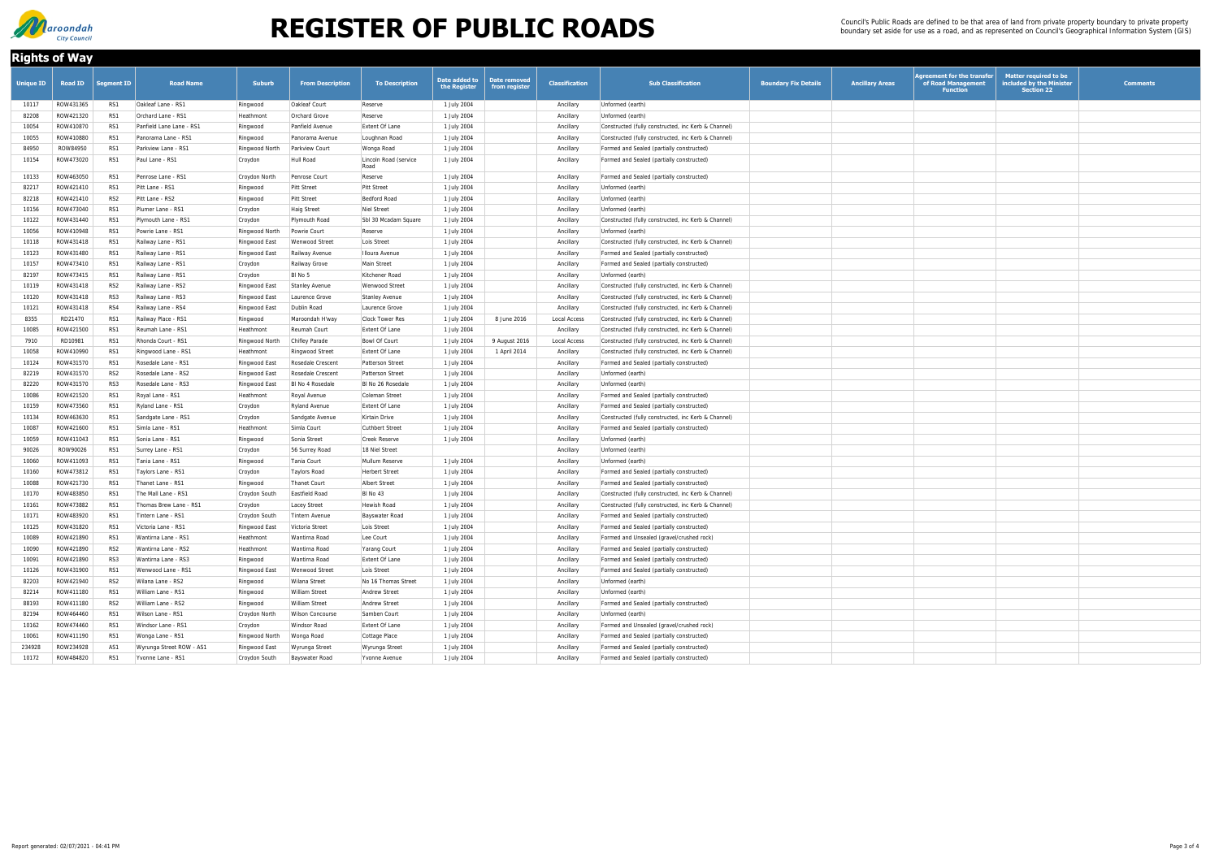# REGISTER OF PUBLIC ROADS

Council's Public Roads are defined to be that area of land from private property boundary to private property boundary set aside for use as a road, and as represented on Council's Geographical Information System (GIS)

## Rights of Way

| Unique ID | Road ID | Segment ID | Road Name | Suburb | From Description | To Description | Date added to the Register | Date removed from register | Classification | Sub Classification | Boundary Fix Details | Ancillary Areas | Agreement for the transfer of Road Management Function | Matter required to be included by the Minister Section 22 | Comments |
|---|---|---|---|---|---|---|---|---|---|---|---|---|---|---|---|
| 10117 | ROW431365 | RS1 | Oakleaf Lane - RS1 | Ringwood | Oakleaf Court | Reserve | 1 July 2004 | | Ancillary | Unformed (earth) | | | | | |
| 82208 | ROW421320 | RS1 | Orchard Lane - RS1 | Heathmont | Orchard Grove | Reserve | 1 July 2004 | | Ancillary | Unformed (earth) | | | | | |
| 10054 | ROW410870 | RS1 | Panfield Lane Lane - RS1 | Ringwood | Panfield Avenue | Extent Of Lane | 1 July 2004 | | Ancillary | Constructed (fully constructed, inc Kerb & Channel) | | | | | |
| 10055 | ROW410880 | RS1 | Panorama Lane - RS1 | Ringwood | Panorama Avenue | Loughnan Road | 1 July 2004 | | Ancillary | Constructed (fully constructed, inc Kerb & Channel) | | | | | |
| 84950 | ROW84950 | RS1 | Parkview Lane - RS1 | Ringwood North | Parkview Court | Wonga Road | 1 July 2004 | | Ancillary | Formed and Sealed (partially constructed) | | | | | |
| 10154 | ROW473020 | RS1 | Paul Lane - RS1 | Croydon | Hull Road | Lincoln Road (service Road | 1 July 2004 | | Ancillary | Formed and Sealed (partially constructed) | | | | | |
| 10133 | ROW463050 | RS1 | Penrose Lane - RS1 | Croydon North | Penrose Court | Reserve | 1 July 2004 | | Ancillary | Formed and Sealed (partially constructed) | | | | | |
| 82217 | ROW421410 | RS1 | Pitt Lane - RS1 | Ringwood | Pitt Street | Pitt Street | 1 July 2004 | | Ancillary | Unformed (earth) | | | | | |
| 82218 | ROW421410 | RS2 | Pitt Lane - RS2 | Ringwood | Pitt Street | Bedford Road | 1 July 2004 | | Ancillary | Unformed (earth) | | | | | |
| 10156 | ROW473040 | RS1 | Plumer Lane - RS1 | Croydon | Haig Street | Niel Street | 1 July 2004 | | Ancillary | Unformed (earth) | | | | | |
| 10122 | ROW431440 | RS1 | Plymouth Lane - RS1 | Croydon | Plymouth Road | Sbl 30 Mcadam Square | 1 July 2004 | | Ancillary | Constructed (fully constructed, inc Kerb & Channel) | | | | | |
| 10056 | ROW410948 | RS1 | Powrie Lane - RS1 | Ringwood North | Powrie Court | Reserve | 1 July 2004 | | Ancillary | Unformed (earth) | | | | | |
| 10118 | ROW431418 | RS1 | Railway Lane - RS1 | Ringwood East | Wenwood Street | Lois Street | 1 July 2004 | | Ancillary | Constructed (fully constructed, inc Kerb & Channel) | | | | | |
| 10123 | ROW431480 | RS1 | Railway Lane - RS1 | Ringwood East | Railway Avenue | Illoura Avenue | 1 July 2004 | | Ancillary | Formed and Sealed (partially constructed) | | | | | |
| 10157 | ROW473410 | RS1 | Railway Lane - RS1 | Croydon | Railway Grove | Main Street | 1 July 2004 | | Ancillary | Formed and Sealed (partially constructed) | | | | | |
| 82197 | ROW473415 | RS1 | Railway Lane - RS1 | Croydon | Bl No 5 | Kitchener Road | 1 July 2004 | | Ancillary | Unformed (earth) | | | | | |
| 10119 | ROW431418 | RS2 | Railway Lane - RS2 | Ringwood East | Stanley Avenue | Wenwood Street | 1 July 2004 | | Ancillary | Constructed (fully constructed, inc Kerb & Channel) | | | | | |
| 10120 | ROW431418 | RS3 | Railway Lane - RS3 | Ringwood East | Laurence Grove | Stanley Avenue | 1 July 2004 | | Ancillary | Constructed (fully constructed, inc Kerb & Channel) | | | | | |
| 10121 | ROW431418 | RS4 | Railway Lane - RS4 | Ringwood East | Dublin Road | Laurence Grove | 1 July 2004 | | Ancillary | Constructed (fully constructed, inc Kerb & Channel) | | | | | |
| 8355 | RD21470 | RS1 | Railway Place - RS1 | Ringwood | Maroondah H'way | Clock Tower Res | 1 July 2004 | 8 June 2016 | Local Access | Constructed (fully constructed, inc Kerb & Channel) | | | | | |
| 10085 | ROW421500 | RS1 | Reumah Lane - RS1 | Heathmont | Reumah Court | Extent Of Lane | 1 July 2004 | | Ancillary | Constructed (fully constructed, inc Kerb & Channel) | | | | | |
| 7910 | RD10981 | RS1 | Rhonda Court - RS1 | Ringwood North | Chifley Parade | Bowl Of Court | 1 July 2004 | 9 August 2016 | Local Access | Constructed (fully constructed, inc Kerb & Channel) | | | | | |
| 10058 | ROW410990 | RS1 | Ringwood Lane - RS1 | Heathmont | Ringwood Street | Extent Of Lane | 1 July 2004 | 1 April 2014 | Ancillary | Constructed (fully constructed, inc Kerb & Channel) | | | | | |
| 10124 | ROW431570 | RS1 | Rosedale Lane - RS1 | Ringwood East | Rosedale Crescent | Patterson Street | 1 July 2004 | | Ancillary | Formed and Sealed (partially constructed) | | | | | |
| 82219 | ROW431570 | RS2 | Rosedale Lane - RS2 | Ringwood East | Rosedale Crescent | Patterson Street | 1 July 2004 | | Ancillary | Unformed (earth) | | | | | |
| 82220 | ROW431570 | RS3 | Rosedale Lane - RS3 | Ringwood East | Bl No 4 Rosedale | Bl No 26 Rosedale | 1 July 2004 | | Ancillary | Unformed (earth) | | | | | |
| 10086 | ROW421520 | RS1 | Royal Lane - RS1 | Heathmont | Royal Avenue | Coleman Street | 1 July 2004 | | Ancillary | Formed and Sealed (partially constructed) | | | | | |
| 10159 | ROW473560 | RS1 | Ryland Lane - RS1 | Croydon | Ryland Avenue | Extent Of Lane | 1 July 2004 | | Ancillary | Formed and Sealed (partially constructed) | | | | | |
| 10134 | ROW463630 | RS1 | Sandgate Lane - RS1 | Croydon | Sandgate Avenue | Kirtain Drive | 1 July 2004 | | Ancillary | Constructed (fully constructed, inc Kerb & Channel) | | | | | |
| 10087 | ROW421600 | RS1 | Simla Lane - RS1 | Heathmont | Simla Court | Cuthbert Street | 1 July 2004 | | Ancillary | Formed and Sealed (partially constructed) | | | | | |
| 10059 | ROW411043 | RS1 | Sonia Lane - RS1 | Ringwood | Sonia Street | Creek Reserve | 1 July 2004 | | Ancillary | Unformed (earth) | | | | | |
| 90026 | ROW90026 | RS1 | Surrey Lane - RS1 | Croydon | 56 Surrey Road | 18 Niel Street | | | Ancillary | Unformed (earth) | | | | | |
| 10060 | ROW411093 | RS1 | Tania Lane - RS1 | Ringwood | Tania Court | Mullum Reserve | 1 July 2004 | | Ancillary | Unformed (earth) | | | | | |
| 10160 | ROW473812 | RS1 | Taylors Lane - RS1 | Croydon | Taylors Road | Herbert Street | 1 July 2004 | | Ancillary | Formed and Sealed (partially constructed) | | | | | |
| 10088 | ROW421730 | RS1 | Thanet Lane - RS1 | Ringwood | Thanet Court | Albert Street | 1 July 2004 | | Ancillary | Formed and Sealed (partially constructed) | | | | | |
| 10170 | ROW483850 | RS1 | The Mall Lane - RS1 | Croydon South | Eastfield Road | Bl No 43 | 1 July 2004 | | Ancillary | Constructed (fully constructed, inc Kerb & Channel) | | | | | |
| 10161 | ROW473882 | RS1 | Thomas Brew Lane - RS1 | Croydon | Lacey Street | Hewish Road | 1 July 2004 | | Ancillary | Constructed (fully constructed, inc Kerb & Channel) | | | | | |
| 10171 | ROW483920 | RS1 | Tintern Lane - RS1 | Croydon South | Tintern Avenue | Bayswater Road | 1 July 2004 | | Ancillary | Formed and Sealed (partially constructed) | | | | | |
| 10125 | ROW431820 | RS1 | Victoria Lane - RS1 | Ringwood East | Victoria Street | Lois Street | 1 July 2004 | | Ancillary | Formed and Sealed (partially constructed) | | | | | |
| 10089 | ROW421890 | RS1 | Wantirna Lane - RS1 | Heathmont | Wantirna Road | Lee Court | 1 July 2004 | | Ancillary | Formed and Unsealed (gravel/crushed rock) | | | | | |
| 10090 | ROW421890 | RS2 | Wantirna Lane - RS2 | Heathmont | Wantirna Road | Yarang Court | 1 July 2004 | | Ancillary | Formed and Sealed (partially constructed) | | | | | |
| 10091 | ROW421890 | RS3 | Wantirna Lane - RS3 | Ringwood | Wantirna Road | Extent Of Lane | 1 July 2004 | | Ancillary | Formed and Sealed (partially constructed) | | | | | |
| 10126 | ROW431900 | RS1 | Wenwood Lane - RS1 | Ringwood East | Wenwood Street | Lois Street | 1 July 2004 | | Ancillary | Formed and Sealed (partially constructed) | | | | | |
| 82203 | ROW421940 | RS2 | Wilana Lane - RS2 | Ringwood | Wilana Street | No 16 Thomas Street | 1 July 2004 | | Ancillary | Unformed (earth) | | | | | |
| 82214 | ROW411180 | RS1 | William Lane - RS1 | Ringwood | William Street | Andrew Street | 1 July 2004 | | Ancillary | Unformed (earth) | | | | | |
| 88193 | ROW411180 | RS2 | William Lane - RS2 | Ringwood | William Street | Andrew Street | 1 July 2004 | | Ancillary | Formed and Sealed (partially constructed) | | | | | |
| 82194 | ROW464460 | RS1 | Wilson Lane - RS1 | Croydon North | Wilson Concourse | Samben Court | 1 July 2004 | | Ancillary | Unformed (earth) | | | | | |
| 10162 | ROW474460 | RS1 | Windsor Lane - RS1 | Croydon | Windsor Road | Extent Of Lane | 1 July 2004 | | Ancillary | Formed and Unsealed (gravel/crushed rock) | | | | | |
| 10061 | ROW411190 | RS1 | Wonga Lane - RS1 | Ringwood North | Wonga Road | Cottage Place | 1 July 2004 | | Ancillary | Formed and Sealed (partially constructed) | | | | | |
| 234928 | ROW234928 | AS1 | Wyrunga Street ROW - AS1 | Ringwood East | Wyrunga Street | Wyrunga Street | 1 July 2004 | | Ancillary | Formed and Sealed (partially constructed) | | | | | |
| 10172 | ROW484820 | RS1 | Yvonne Lane - RS1 | Croydon South | Bayswater Road | Yvonne Avenue | 1 July 2004 | | Ancillary | Formed and Sealed (partially constructed) | | | | | |

Report generated: 02/07/2021 - 04:41 PM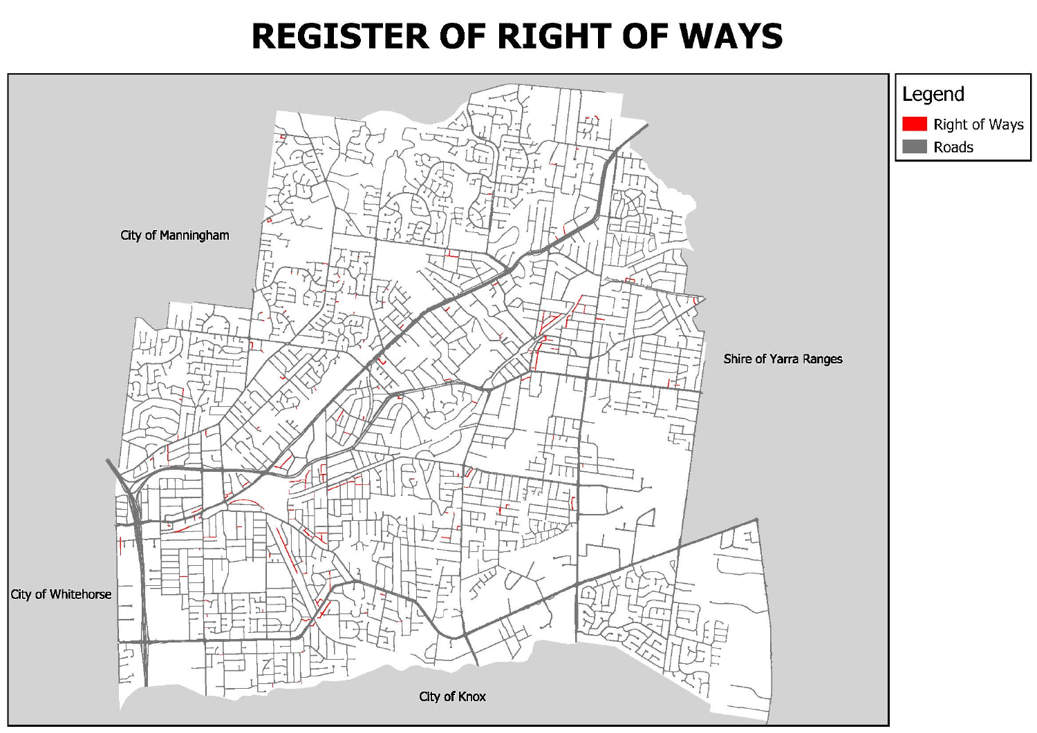# REGISTER OF RIGHT OF WAYS

Legend

Right of Ways

Roads

City of Manningham

Shire of Yarra Ranges

City of Whitehorse

City of Knox